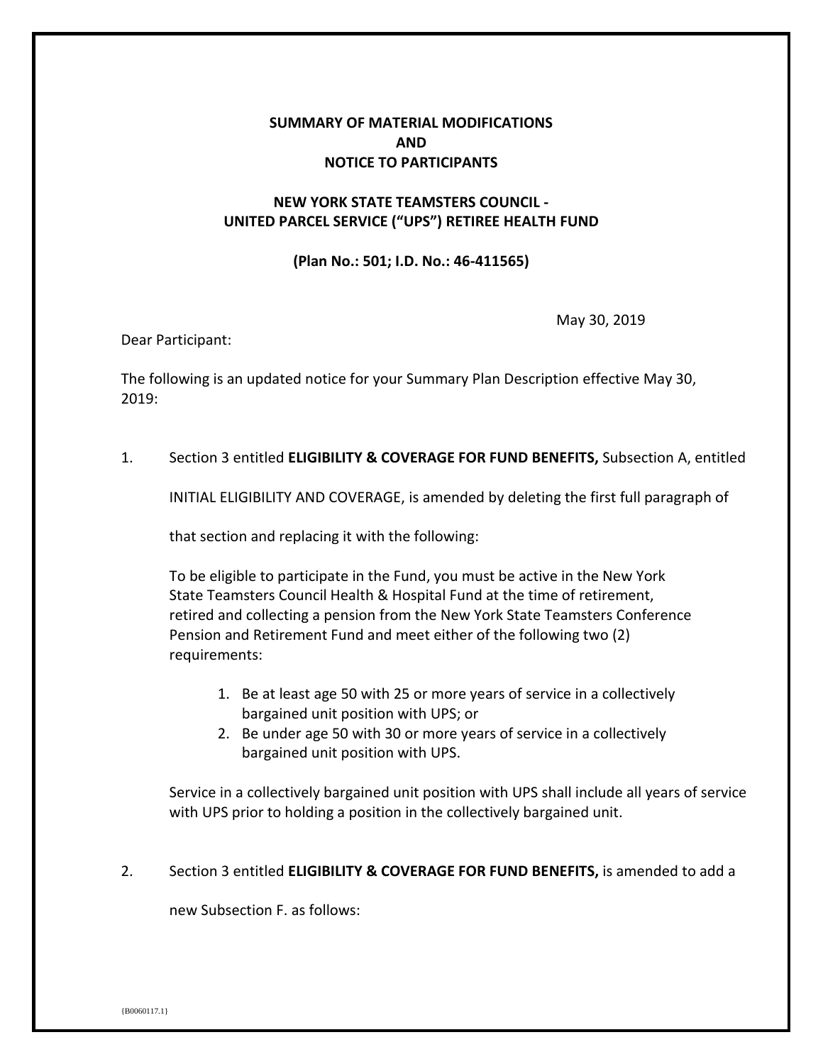**SUMMARY OF MATERIAL MODIFICATIONS**
**AND**
**NOTICE TO PARTICIPANTS**

**NEW YORK STATE TEAMSTERS COUNCIL -**
**UNITED PARCEL SERVICE ("UPS") RETIREE HEALTH FUND**

**(Plan No.: 501; I.D. No.: 46-411565)**

May 30, 2019

Dear Participant:

The following is an updated notice for your Summary Plan Description effective May 30, 2019:

1. Section 3 entitled **ELIGIBILITY & COVERAGE FOR FUND BENEFITS,** Subsection A, entitled INITIAL ELIGIBILITY AND COVERAGE, is amended by deleting the first full paragraph of that section and replacing it with the following:

   To be eligible to participate in the Fund, you must be active in the New York State Teamsters Council Health & Hospital Fund at the time of retirement, retired and collecting a pension from the New York State Teamsters Conference Pension and Retirement Fund and meet either of the following two (2) requirements:

   1. Be at least age 50 with 25 or more years of service in a collectively bargained unit position with UPS; or
   2. Be under age 50 with 30 or more years of service in a collectively bargained unit position with UPS.

   Service in a collectively bargained unit position with UPS shall include all years of service with UPS prior to holding a position in the collectively bargained unit.

2. Section 3 entitled **ELIGIBILITY & COVERAGE FOR FUND BENEFITS,** is amended to add a new Subsection F. as follows: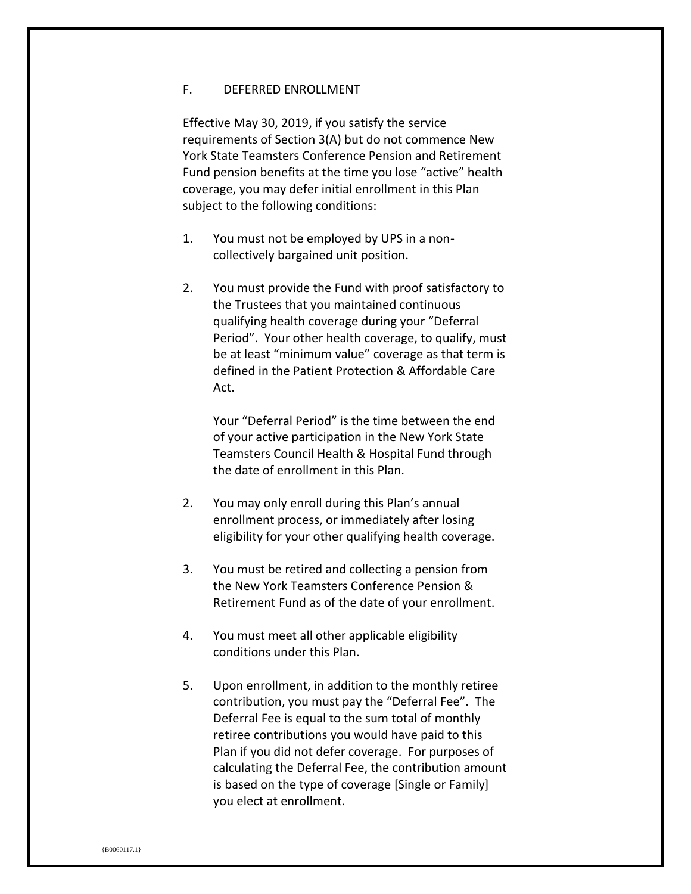F. DEFERRED ENROLLMENT

Effective May 30, 2019, if you satisfy the service requirements of Section 3(A) but do not commence New York State Teamsters Conference Pension and Retirement Fund pension benefits at the time you lose "active" health coverage, you may defer initial enrollment in this Plan subject to the following conditions:

1. You must not be employed by UPS in a non-collectively bargained unit position.

2. You must provide the Fund with proof satisfactory to the Trustees that you maintained continuous qualifying health coverage during your "Deferral Period". Your other health coverage, to qualify, must be at least "minimum value" coverage as that term is defined in the Patient Protection & Affordable Care Act.

   Your "Deferral Period" is the time between the end of your active participation in the New York State Teamsters Council Health & Hospital Fund through the date of enrollment in this Plan.

2. You may only enroll during this Plan's annual enrollment process, or immediately after losing eligibility for your other qualifying health coverage.

3. You must be retired and collecting a pension from the New York Teamsters Conference Pension & Retirement Fund as of the date of your enrollment.

4. You must meet all other applicable eligibility conditions under this Plan.

5. Upon enrollment, in addition to the monthly retiree contribution, you must pay the "Deferral Fee". The Deferral Fee is equal to the sum total of monthly retiree contributions you would have paid to this Plan if you did not defer coverage. For purposes of calculating the Deferral Fee, the contribution amount is based on the type of coverage [Single or Family] you elect at enrollment.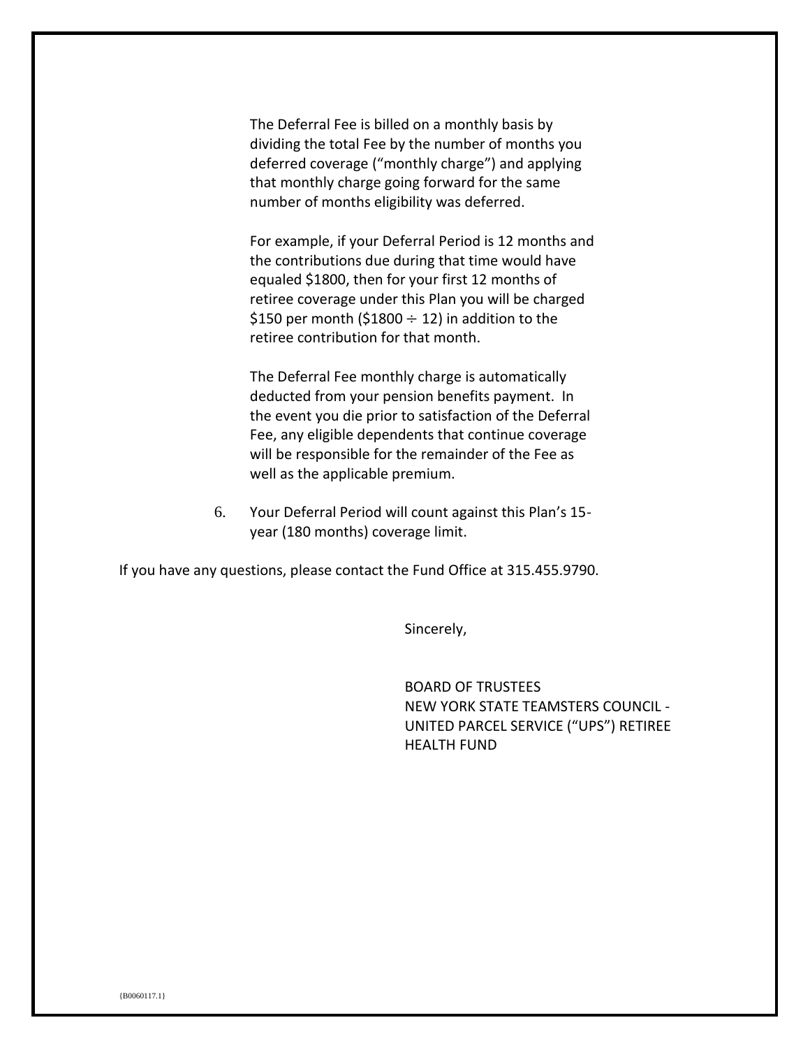The Deferral Fee is billed on a monthly basis by dividing the total Fee by the number of months you deferred coverage ("monthly charge") and applying that monthly charge going forward for the same number of months eligibility was deferred.

For example, if your Deferral Period is 12 months and the contributions due during that time would have equaled $1800, then for your first 12 months of retiree coverage under this Plan you will be charged $150 per month ($1800 ÷ 12) in addition to the retiree contribution for that month.

The Deferral Fee monthly charge is automatically deducted from your pension benefits payment. In the event you die prior to satisfaction of the Deferral Fee, any eligible dependents that continue coverage will be responsible for the remainder of the Fee as well as the applicable premium.

6. Your Deferral Period will count against this Plan's 15-year (180 months) coverage limit.

If you have any questions, please contact the Fund Office at 315.455.9790.

Sincerely,

BOARD OF TRUSTEES
NEW YORK STATE TEAMSTERS COUNCIL - UNITED PARCEL SERVICE ("UPS") RETIREE HEALTH FUND

{B0060117.1}